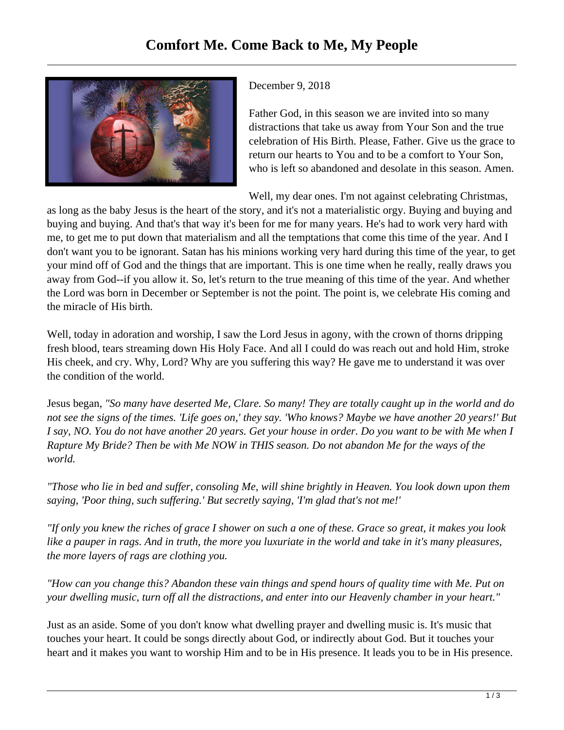# Comfort Me. Come Back to Me, My People

December 9, 2018

Father God, in this season we are invited into so many distractions that take us away from Your Son and the true celebration of His Birth. Please, Father. Give us the grace to return our hearts to You and to be a comfort to Your Son, who is left so abandoned and desolate in this season. Amen.

Well, my dear ones. I'm not against celebrating Christmas, as long as the baby Jesus is the heart of the story, and it's not a materialistic orgy. Buying and buying and buying and buying. And that's that way it's been for me for many years. He's had to work very hard with me, to get me to put down that materialism and all the temptations that come this time of the year. And I don't want you to be ignorant. Satan has his minions working very hard during this time of the year, to get your mind off of God and the things that are important. This is one time when he really, really draws you away from God--if you allow it. So, let's return to the true meaning of this time of the year. And whether the Lord was born in December or September is not the point. The point is, we celebrate His coming and the miracle of His birth.

Well, today in adoration and worship, I saw the Lord Jesus in agony, with the crown of thorns dripping fresh blood, tears streaming down His Holy Face. And all I could do was reach out and hold Him, stroke His cheek, and cry. Why, Lord? Why are you suffering this way? He gave me to understand it was over the condition of the world.

Jesus began, *"So many have deserted Me, Clare. So many! They are totally caught up in the world and do not see the signs of the times. 'Life goes on,' they say. 'Who knows? Maybe we have another 20 years!' But I say, NO. You do not have another 20 years. Get your house in order. Do you want to be with Me when I Rapture My Bride? Then be with Me NOW in THIS season. Do not abandon Me for the ways of the world.*

*"Those who lie in bed and suffer, consoling Me, will shine brightly in Heaven. You look down upon them saying, 'Poor thing, such suffering.' But secretly saying, 'I'm glad that's not me!'*

*"If only you knew the riches of grace I shower on such a one of these. Grace so great, it makes you look like a pauper in rags. And in truth, the more you luxuriate in the world and take in it's many pleasures, the more layers of rags are clothing you.*

*"How can you change this? Abandon these vain things and spend hours of quality time with Me. Put on your dwelling music, turn off all the distractions, and enter into our Heavenly chamber in your heart."*

Just as an aside. Some of you don't know what dwelling prayer and dwelling music is. It's music that touches your heart. It could be songs directly about God, or indirectly about God. But it touches your heart and it makes you want to worship Him and to be in His presence. It leads you to be in His presence.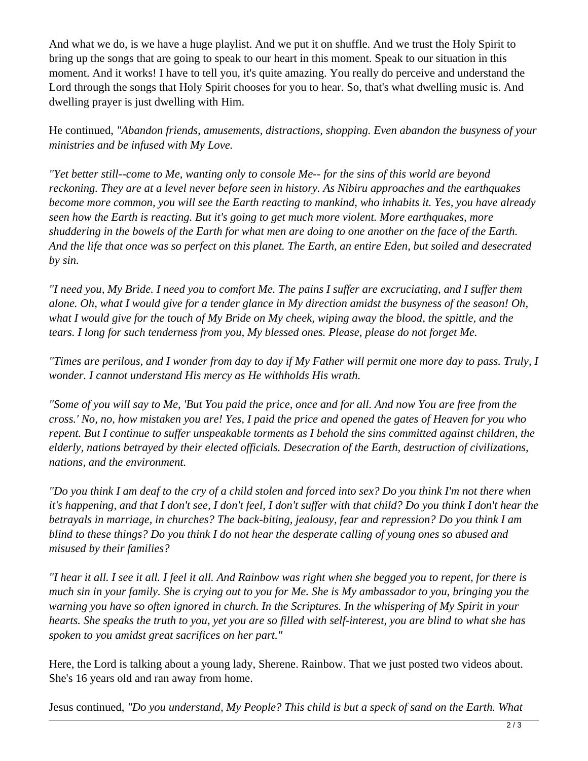And what we do, is we have a huge playlist. And we put it on shuffle. And we trust the Holy Spirit to bring up the songs that are going to speak to our heart in this moment. Speak to our situation in this moment. And it works! I have to tell you, it's quite amazing. You really do perceive and understand the Lord through the songs that Holy Spirit chooses for you to hear. So, that's what dwelling music is. And dwelling prayer is just dwelling with Him.

He continued, *"Abandon friends, amusements, distractions, shopping. Even abandon the busyness of your ministries and be infused with My Love.*

*"Yet better still--come to Me, wanting only to console Me-- for the sins of this world are beyond reckoning. They are at a level never before seen in history. As Nibiru approaches and the earthquakes become more common, you will see the Earth reacting to mankind, who inhabits it. Yes, you have already seen how the Earth is reacting. But it's going to get much more violent. More earthquakes, more shuddering in the bowels of the Earth for what men are doing to one another on the face of the Earth. And the life that once was so perfect on this planet. The Earth, an entire Eden, but soiled and desecrated by sin.*

*"I need you, My Bride. I need you to comfort Me. The pains I suffer are excruciating, and I suffer them alone. Oh, what I would give for a tender glance in My direction amidst the busyness of the season! Oh, what I would give for the touch of My Bride on My cheek, wiping away the blood, the spittle, and the tears. I long for such tenderness from you, My blessed ones. Please, please do not forget Me.*

*"Times are perilous, and I wonder from day to day if My Father will permit one more day to pass. Truly, I wonder. I cannot understand His mercy as He withholds His wrath.*

*"Some of you will say to Me, 'But You paid the price, once and for all. And now You are free from the cross.' No, no, how mistaken you are! Yes, I paid the price and opened the gates of Heaven for you who repent. But I continue to suffer unspeakable torments as I behold the sins committed against children, the elderly, nations betrayed by their elected officials. Desecration of the Earth, destruction of civilizations, nations, and the environment.*

*"Do you think I am deaf to the cry of a child stolen and forced into sex? Do you think I'm not there when it's happening, and that I don't see, I don't feel, I don't suffer with that child? Do you think I don't hear the betrayals in marriage, in churches? The back-biting, jealousy, fear and repression? Do you think I am blind to these things? Do you think I do not hear the desperate calling of young ones so abused and misused by their families?*

*"I hear it all. I see it all. I feel it all. And Rainbow was right when she begged you to repent, for there is much sin in your family. She is crying out to you for Me. She is My ambassador to you, bringing you the warning you have so often ignored in church. In the Scriptures. In the whispering of My Spirit in your hearts. She speaks the truth to you, yet you are so filled with self-interest, you are blind to what she has spoken to you amidst great sacrifices on her part."*

Here, the Lord is talking about a young lady, Sherene. Rainbow. That we just posted two videos about. She's 16 years old and ran away from home.

Jesus continued, *"Do you understand, My People? This child is but a speck of sand on the Earth. What*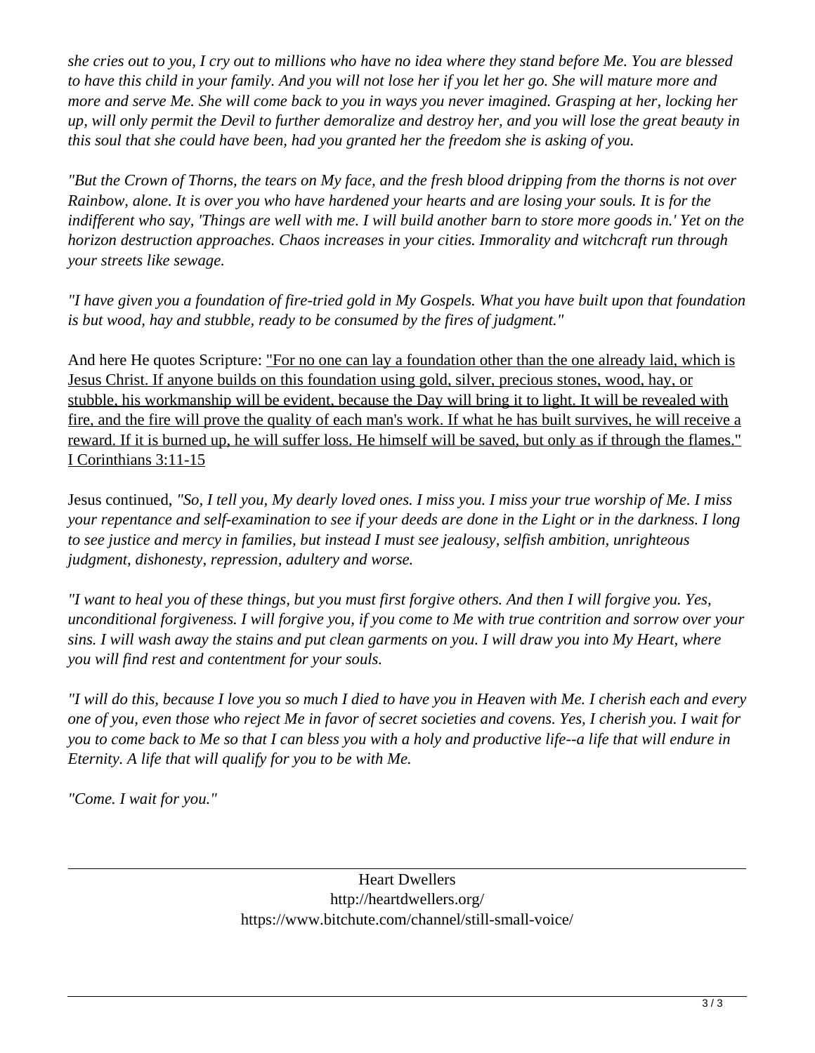*she cries out to you, I cry out to millions who have no idea where they stand before Me. You are blessed to have this child in your family. And you will not lose her if you let her go. She will mature more and more and serve Me. She will come back to you in ways you never imagined. Grasping at her, locking her up, will only permit the Devil to further demoralize and destroy her, and you will lose the great beauty in this soul that she could have been, had you granted her the freedom she is asking of you.*

*"But the Crown of Thorns, the tears on My face, and the fresh blood dripping from the thorns is not over Rainbow, alone. It is over you who have hardened your hearts and are losing your souls. It is for the indifferent who say, 'Things are well with me. I will build another barn to store more goods in.' Yet on the horizon destruction approaches. Chaos increases in your cities. Immorality and witchcraft run through your streets like sewage.*

*"I have given you a foundation of fire-tried gold in My Gospels. What you have built upon that foundation is but wood, hay and stubble, ready to be consumed by the fires of judgment."*

And here He quotes Scripture: <u>"For no one can lay a foundation other than the one already laid, which is Jesus Christ. If anyone builds on this foundation using gold, silver, precious stones, wood, hay, or stubble, his workmanship will be evident, because the Day will bring it to light. It will be revealed with fire, and the fire will prove the quality of each man's work. If what he has built survives, he will receive a reward. If it is burned up, he will suffer loss. He himself will be saved, but only as if through the flames." I Corinthians 3:11-15</u>

Jesus continued, *"So, I tell you, My dearly loved ones. I miss you. I miss your true worship of Me. I miss your repentance and self-examination to see if your deeds are done in the Light or in the darkness. I long to see justice and mercy in families, but instead I must see jealousy, selfish ambition, unrighteous judgment, dishonesty, repression, adultery and worse.*

*"I want to heal you of these things, but you must first forgive others. And then I will forgive you. Yes, unconditional forgiveness. I will forgive you, if you come to Me with true contrition and sorrow over your sins. I will wash away the stains and put clean garments on you. I will draw you into My Heart, where you will find rest and contentment for your souls.*

*"I will do this, because I love you so much I died to have you in Heaven with Me. I cherish each and every one of you, even those who reject Me in favor of secret societies and covens. Yes, I cherish you. I wait for you to come back to Me so that I can bless you with a holy and productive life--a life that will endure in Eternity. A life that will qualify for you to be with Me.*

*"Come. I wait for you."*

---

Heart Dwellers
http://heartdwellers.org/
https://www.bitchute.com/channel/still-small-voice/